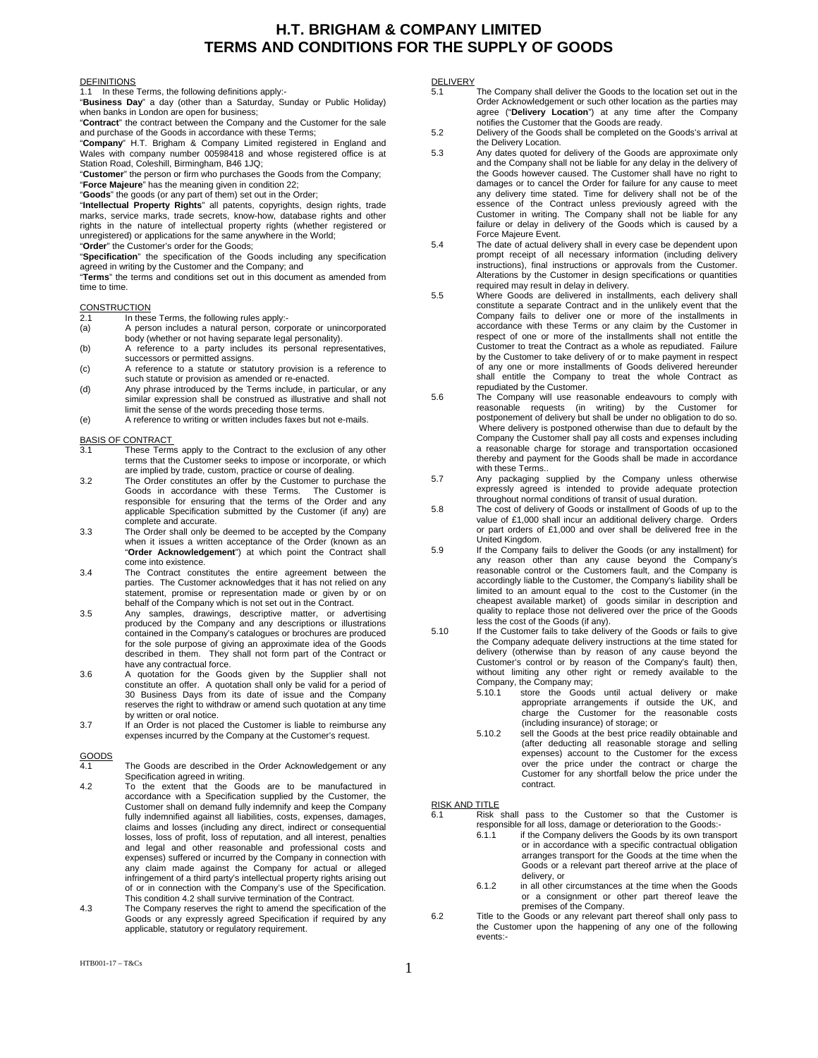# H.T. BRIGHAM & COMPANY LIMITED
# TERMS AND CONDITIONS FOR THE SUPPLY OF GOODS

## DEFINITIONS

1.1 In these Terms, the following definitions apply:-

"**Business Day**" a day (other than a Saturday, Sunday or Public Holiday) when banks in London are open for business;

"**Contract**" the contract between the Company and the Customer for the sale and purchase of the Goods in accordance with these Terms;

"**Company**" H.T. Brigham & Company Limited registered in England and Wales with company number 00598418 and whose registered office is at Station Road, Coleshill, Birmingham, B46 1JQ;

"**Customer**" the person or firm who purchases the Goods from the Company;

"**Force Majeure**" has the meaning given in condition 22;

"**Goods**" the goods (or any part of them) set out in the Order;

"**Intellectual Property Rights**" all patents, copyrights, design rights, trade marks, service marks, trade secrets, know-how, database rights and other rights in the nature of intellectual property rights (whether registered or unregistered) or applications for the same anywhere in the World;

"**Order**" the Customer's order for the Goods;

"**Specification**" the specification of the Goods including any specification agreed in writing by the Customer and the Company; and

"**Terms**" the terms and conditions set out in this document as amended from time to time.

## CONSTRUCTION

2.1 In these Terms, the following rules apply:-

(a) A person includes a natural person, corporate or unincorporated body (whether or not having separate legal personality).

(b) A reference to a party includes its personal representatives, successors or permitted assigns.

(c) A reference to a statute or statutory provision is a reference to such statute or provision as amended or re-enacted.

(d) Any phrase introduced by the Terms include, in particular, or any similar expression shall be construed as illustrative and shall not limit the sense of the words preceding those terms.

(e) A reference to writing or written includes faxes but not e-mails.

## BASIS OF CONTRACT

3.1 These Terms apply to the Contract to the exclusion of any other terms that the Customer seeks to impose or incorporate, or which are implied by trade, custom, practice or course of dealing.

3.2 The Order constitutes an offer by the Customer to purchase the Goods in accordance with these Terms. The Customer is responsible for ensuring that the terms of the Order and any applicable Specification submitted by the Customer (if any) are complete and accurate.

3.3 The Order shall only be deemed to be accepted by the Company when it issues a written acceptance of the Order (known as an "**Order Acknowledgement**") at which point the Contract shall come into existence.

3.4 The Contract constitutes the entire agreement between the parties. The Customer acknowledges that it has not relied on any statement, promise or representation made or given by or on behalf of the Company which is not set out in the Contract.

3.5 Any samples, drawings, descriptive matter, or advertising produced by the Company and any descriptions or illustrations contained in the Company's catalogues or brochures are produced for the sole purpose of giving an approximate idea of the Goods described in them. They shall not form part of the Contract or have any contractual force.

3.6 A quotation for the Goods given by the Supplier shall not constitute an offer. A quotation shall only be valid for a period of 30 Business Days from its date of issue and the Company reserves the right to withdraw or amend such quotation at any time by written or oral notice.

3.7 If an Order is not placed the Customer is liable to reimburse any expenses incurred by the Company at the Customer's request.

## GOODS

4.1 The Goods are described in the Order Acknowledgement or any Specification agreed in writing.

4.2 To the extent that the Goods are to be manufactured in accordance with a Specification supplied by the Customer, the Customer shall on demand fully indemnify and keep the Company fully indemnified against all liabilities, costs, expenses, damages, claims and losses (including any direct, indirect or consequential losses, loss of profit, loss of reputation, and all interest, penalties and legal and other reasonable and professional costs and expenses) suffered or incurred by the Company in connection with any claim made against the Company for actual or alleged infringement of a third party's intellectual property rights arising out of or in connection with the Company's use of the Specification. This condition 4.2 shall survive termination of the Contract.

4.3 The Company reserves the right to amend the specification of the Goods or any expressly agreed Specification if required by any applicable, statutory or regulatory requirement.

## DELIVERY

5.1 The Company shall deliver the Goods to the location set out in the Order Acknowledgement or such other location as the parties may agree ("**Delivery Location**") at any time after the Company notifies the Customer that the Goods are ready.

5.2 Delivery of the Goods shall be completed on the Goods's arrival at the Delivery Location.

5.3 Any dates quoted for delivery of the Goods are approximate only and the Company shall not be liable for any delay in the delivery of the Goods however caused. The Customer shall have no right to damages or to cancel the Order for failure for any cause to meet any delivery time stated. Time for delivery shall not be of the essence of the Contract unless previously agreed with the Customer in writing. The Company shall not be liable for any failure or delay in delivery of the Goods which is caused by a Force Majeure Event.

5.4 The date of actual delivery shall in every case be dependent upon prompt receipt of all necessary information (including delivery instructions), final instructions or approvals from the Customer. Alterations by the Customer in design specifications or quantities required may result in delay in delivery.

5.5 Where Goods are delivered in installments, each delivery shall constitute a separate Contract and in the unlikely event that the Company fails to deliver one or more of the installments in accordance with these Terms or any claim by the Customer in respect of one or more of the installments shall not entitle the Customer to treat the Contract as a whole as repudiated. Failure by the Customer to take delivery of or to make payment in respect of any one or more installments of Goods delivered hereunder shall entitle the Company to treat the whole Contract as repudiated by the Customer.

5.6 The Company will use reasonable endeavours to comply with reasonable requests (in writing) by the Customer for postponement of delivery but shall be under no obligation to do so. Where delivery is postponed otherwise than due to default by the Company the Customer shall pay all costs and expenses including a reasonable charge for storage and transportation occasioned thereby and payment for the Goods shall be made in accordance with these Terms..

5.7 Any packaging supplied by the Company unless otherwise expressly agreed is intended to provide adequate protection throughout normal conditions of transit of usual duration.

5.8 The cost of delivery of Goods or installment of Goods of up to the value of £1,000 shall incur an additional delivery charge. Orders or part orders of £1,000 and over shall be delivered free in the United Kingdom.

5.9 If the Company fails to deliver the Goods (or any installment) for any reason other than any cause beyond the Company's reasonable control or the Customers fault, and the Company is accordingly liable to the Customer, the Company's liability shall be limited to an amount equal to the cost to the Customer (in the cheapest available market) of goods similar in description and quality to replace those not delivered over the price of the Goods less the cost of the Goods (if any).

5.10 If the Customer fails to take delivery of the Goods or fails to give the Company adequate delivery instructions at the time stated for delivery (otherwise than by reason of any cause beyond the Customer's control or by reason of the Company's fault) then, without limiting any other right or remedy available to the Company, the Company may;

5.10.1 store the Goods until actual delivery or make appropriate arrangements if outside the UK, and charge the Customer for the reasonable costs (including insurance) of storage; or

5.10.2 sell the Goods at the best price readily obtainable and (after deducting all reasonable storage and selling expenses) account to the Customer for the excess over the price under the contract or charge the Customer for any shortfall below the price under the contract.

## RISK AND TITLE

6.1 Risk shall pass to the Customer so that the Customer is responsible for all loss, damage or deterioration to the Goods:-

6.1.1 if the Company delivers the Goods by its own transport or in accordance with a specific contractual obligation arranges transport for the Goods at the time when the Goods or a relevant part thereof arrive at the place of delivery, or

6.1.2 in all other circumstances at the time when the Goods or a consignment or other part thereof leave the premises of the Company.

6.2 Title to the Goods or any relevant part thereof shall only pass to the Customer upon the happening of any one of the following events:-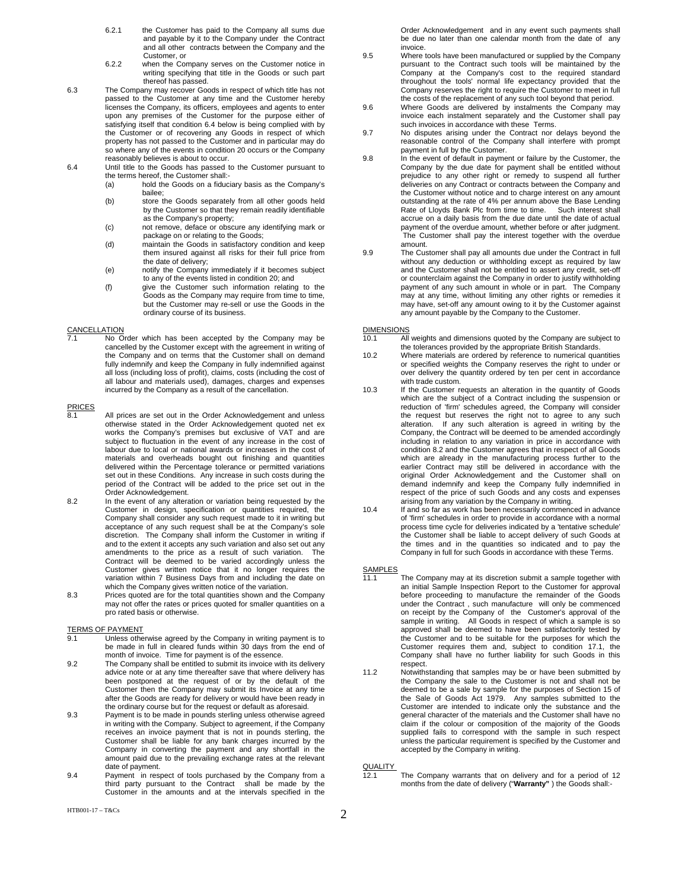6.2.1 the Customer has paid to the Company all sums due and payable by it to the Company under the Contract and all other contracts between the Company and the Customer, or

6.2.2 when the Company serves on the Customer notice in writing specifying that title in the Goods or such part thereof has passed.

6.3 The Company may recover Goods in respect of which title has not passed to the Customer at any time and the Customer hereby licenses the Company, its officers, employees and agents to enter upon any premises of the Customer for the purpose either of satisfying itself that condition 6.4 below is being complied with by the Customer or of recovering any Goods in respect of which property has not passed to the Customer and in particular may do so where any of the events in condition 20 occurs or the Company reasonably believes is about to occur.

6.4 Until title to the Goods has passed to the Customer pursuant to the terms hereof, the Customer shall:-

(a) hold the Goods on a fiduciary basis as the Company's bailee;

(b) store the Goods separately from all other goods held by the Customer so that they remain readily identifiable as the Company's property;

(c) not remove, deface or obscure any identifying mark or package on or relating to the Goods;

(d) maintain the Goods in satisfactory condition and keep them insured against all risks for their full price from the date of delivery;

(e) notify the Company immediately if it becomes subject to any of the events listed in condition 20; and

(f) give the Customer such information relating to the Goods as the Company may require from time to time, but the Customer may re-sell or use the Goods in the ordinary course of its business.

CANCELLATION

7.1 No Order which has been accepted by the Company may be cancelled by the Customer except with the agreement in writing of the Company and on terms that the Customer shall on demand fully indemnify and keep the Company in fully indemnified against all loss (including loss of profit), claims, costs (including the cost of all labour and materials used), damages, charges and expenses incurred by the Company as a result of the cancellation.

PRICES

8.1 All prices are set out in the Order Acknowledgement and unless otherwise stated in the Order Acknowledgement quoted net ex works the Company's premises but exclusive of VAT and are subject to fluctuation in the event of any increase in the cost of labour due to local or national awards or increases in the cost of materials and overheads bought out finishing and quantities delivered within the Percentage tolerance or permitted variations set out in these Conditions. Any increase in such costs during the period of the Contract will be added to the price set out in the Order Acknowledgement.

8.2 In the event of any alteration or variation being requested by the Customer in design, specification or quantities required, the Company shall consider any such request made to it in writing but acceptance of any such request shall be at the Company's sole discretion. The Company shall inform the Customer in writing if and to the extent it accepts any such variation and also set out any amendments to the price as a result of such variation. The Contract will be deemed to be varied accordingly unless the Customer gives written notice that it no longer requires the variation within 7 Business Days from and including the date on which the Company gives written notice of the variation.

8.3 Prices quoted are for the total quantities shown and the Company may not offer the rates or prices quoted for smaller quantities on a pro rated basis or otherwise.

TERMS OF PAYMENT

9.1 Unless otherwise agreed by the Company in writing payment is to be made in full in cleared funds within 30 days from the end of month of invoice. Time for payment is of the essence.

9.2 The Company shall be entitled to submit its invoice with its delivery advice note or at any time thereafter save that where delivery has been postponed at the request of or by the default of the Customer then the Company may submit its Invoice at any time after the Goods are ready for delivery or would have been ready in the ordinary course but for the request or default as aforesaid.

9.3 Payment is to be made in pounds sterling unless otherwise agreed in writing with the Company. Subject to agreement, if the Company receives an invoice payment that is not in pounds sterling, the Customer shall be liable for any bank charges incurred by the Company in converting the payment and any shortfall in the amount paid due to the prevailing exchange rates at the relevant date of payment.

9.4 Payment in respect of tools purchased by the Company from a third party pursuant to the Contract shall be made by the Customer in the amounts and at the intervals specified in the Order Acknowledgement and in any event such payments shall be due no later than one calendar month from the date of any invoice.

9.5 Where tools have been manufactured or supplied by the Company pursuant to the Contract such tools will be maintained by the Company at the Company's cost to the required standard throughout the tools' normal life expectancy provided that the Company reserves the right to require the Customer to meet in full the costs of the replacement of any such tool beyond that period.

9.6 Where Goods are delivered by instalments the Company may invoice each instalment separately and the Customer shall pay such invoices in accordance with these Terms.

9.7 No disputes arising under the Contract nor delays beyond the reasonable control of the Company shall interfere with prompt payment in full by the Customer.

9.8 In the event of default in payment or failure by the Customer, the Company by the due date for payment shall be entitled without prejudice to any other right or remedy to suspend all further deliveries on any Contract or contracts between the Company and the Customer without notice and to charge interest on any amount outstanding at the rate of 4% per annum above the Base Lending Rate of Lloyds Bank Plc from time to time. Such interest shall accrue on a daily basis from the due date until the date of actual payment of the overdue amount, whether before or after judgment. The Customer shall pay the interest together with the overdue amount.

9.9 The Customer shall pay all amounts due under the Contract in full without any deduction or withholding except as required by law and the Customer shall not be entitled to assert any credit, set-off or counterclaim against the Company in order to justify withholding payment of any such amount in whole or in part. The Company may at any time, without limiting any other rights or remedies it may have, set-off any amount owing to it by the Customer against any amount payable by the Company to the Customer.

DIMENSIONS

10.1 All weights and dimensions quoted by the Company are subject to the tolerances provided by the appropriate British Standards.

10.2 Where materials are ordered by reference to numerical quantities or specified weights the Company reserves the right to under or over delivery the quantity ordered by ten per cent in accordance with trade custom.

10.3 If the Customer requests an alteration in the quantity of Goods which are the subject of a Contract including the suspension or reduction of 'firm' schedules agreed, the Company will consider the request but reserves the right not to agree to any such alteration. If any such alteration is agreed in writing by the Company, the Contract will be deemed to be amended accordingly including in relation to any variation in price in accordance with condition 8.2 and the Customer agrees that in respect of all Goods which are already in the manufacturing process further to the earlier Contract may still be delivered in accordance with the original Order Acknowledgement and the Customer shall on demand indemnify and keep the Company fully indemnified in respect of the price of such Goods and any costs and expenses arising from any variation by the Company in writing.

10.4 If and so far as work has been necessarily commenced in advance of 'firm' schedules in order to provide in accordance with a normal process time cycle for deliveries indicated by a 'tentative schedule' the Customer shall be liable to accept delivery of such Goods at the times and in the quantities so indicated and to pay the Company in full for such Goods in accordance with these Terms.

SAMPLES

11.1 The Company may at its discretion submit a sample together with an initial Sample Inspection Report to the Customer for approval before proceeding to manufacture the remainder of the Goods under the Contract , such manufacture will only be commenced on receipt by the Company of the Customer's approval of the sample in writing. All Goods in respect of which a sample is so approved shall be deemed to have been satisfactorily tested by the Customer and to be suitable for the purposes for which the Customer requires them and, subject to condition 17.1, the Company shall have no further liability for such Goods in this respect.

11.2 Notwithstanding that samples may be or have been submitted by the Company the sale to the Customer is not and shall not be deemed to be a sale by sample for the purposes of Section 15 of the Sale of Goods Act 1979. Any samples submitted to the Customer are intended to indicate only the substance and the general character of the materials and the Customer shall have no claim if the colour or composition of the majority of the Goods supplied fails to correspond with the sample in such respect unless the particular requirement is specified by the Customer and accepted by the Company in writing.

QUALITY

12.1 The Company warrants that on delivery and for a period of 12 months from the date of delivery ("**Warranty"** ) the Goods shall:-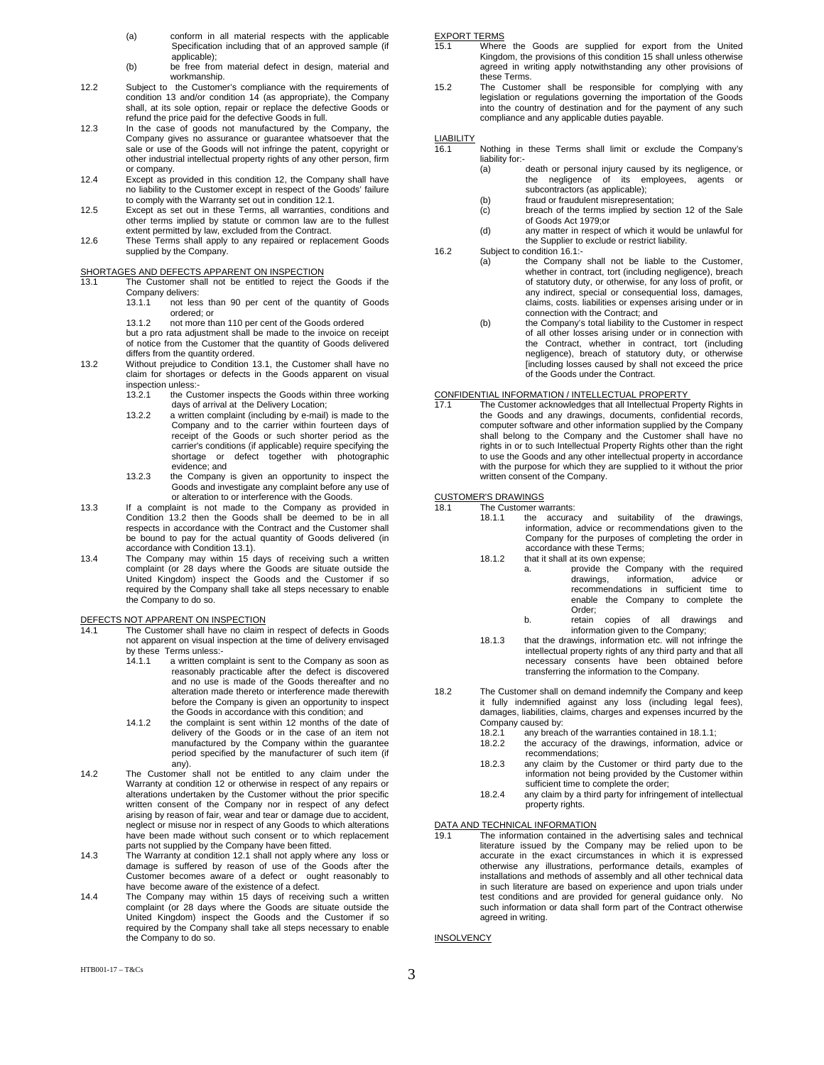(a) conform in all material respects with the applicable Specification including that of an approved sample (if applicable);

(b) be free from material defect in design, material and workmanship.

12.2 Subject to the Customer's compliance with the requirements of condition 13 and/or condition 14 (as appropriate), the Company shall, at its sole option, repair or replace the defective Goods or refund the price paid for the defective Goods in full.

12.3 In the case of goods not manufactured by the Company, the Company gives no assurance or guarantee whatsoever that the sale or use of the Goods will not infringe the patent, copyright or other industrial intellectual property rights of any other person, firm or company.

12.4 Except as provided in this condition 12, the Company shall have no liability to the Customer except in respect of the Goods' failure to comply with the Warranty set out in condition 12.1.

12.5 Except as set out in these Terms, all warranties, conditions and other terms implied by statute or common law are to the fullest extent permitted by law, excluded from the Contract.

12.6 These Terms shall apply to any repaired or replacement Goods supplied by the Company.

## SHORTAGES AND DEFECTS APPARENT ON INSPECTION

13.1 The Customer shall not be entitled to reject the Goods if the Company delivers:

13.1.1 not less than 90 per cent of the quantity of Goods ordered; or

13.1.2 not more than 110 per cent of the Goods ordered

but a pro rata adjustment shall be made to the invoice on receipt of notice from the Customer that the quantity of Goods delivered differs from the quantity ordered.

13.2 Without prejudice to Condition 13.1, the Customer shall have no claim for shortages or defects in the Goods apparent on visual inspection unless:-

13.2.1 the Customer inspects the Goods within three working days of arrival at the Delivery Location;

13.2.2 a written complaint (including by e-mail) is made to the Company and to the carrier within fourteen days of receipt of the Goods or such shorter period as the carrier's conditions (if applicable) require specifying the shortage or defect together with photographic evidence; and

13.2.3 the Company is given an opportunity to inspect the Goods and investigate any complaint before any use of or alteration to or interference with the Goods.

13.3 If a complaint is not made to the Company as provided in Condition 13.2 then the Goods shall be deemed to be in all respects in accordance with the Contract and the Customer shall be bound to pay for the actual quantity of Goods delivered (in accordance with Condition 13.1).

13.4 The Company may within 15 days of receiving such a written complaint (or 28 days where the Goods are situate outside the United Kingdom) inspect the Goods and the Customer if so required by the Company shall take all steps necessary to enable the Company to do so.

## DEFECTS NOT APPARENT ON INSPECTION

14.1 The Customer shall have no claim in respect of defects in Goods not apparent on visual inspection at the time of delivery envisaged by these Terms unless:-

14.1.1 a written complaint is sent to the Company as soon as reasonably practicable after the defect is discovered and no use is made of the Goods thereafter and no alteration made thereto or interference made therewith before the Company is given an opportunity to inspect the Goods in accordance with this condition; and

14.1.2 the complaint is sent within 12 months of the date of delivery of the Goods or in the case of an item not manufactured by the Company within the guarantee period specified by the manufacturer of such item (if any).

14.2 The Customer shall not be entitled to any claim under the Warranty at condition 12 or otherwise in respect of any repairs or alterations undertaken by the Customer without the prior specific written consent of the Company nor in respect of any defect arising by reason of fair, wear and tear or damage due to accident, neglect or misuse nor in respect of any Goods to which alterations have been made without such consent or to which replacement parts not supplied by the Company have been fitted.

14.3 The Warranty at condition 12.1 shall not apply where any loss or damage is suffered by reason of use of the Goods after the Customer becomes aware of a defect or ought reasonably to have become aware of the existence of a defect.

14.4 The Company may within 15 days of receiving such a written complaint (or 28 days where the Goods are situate outside the United Kingdom) inspect the Goods and the Customer if so required by the Company shall take all steps necessary to enable the Company to do so.

## EXPORT TERMS

15.1 Where the Goods are supplied for export from the United Kingdom, the provisions of this condition 15 shall unless otherwise agreed in writing apply notwithstanding any other provisions of these Terms.

15.2 The Customer shall be responsible for complying with any legislation or regulations governing the importation of the Goods into the country of destination and for the payment of any such compliance and any applicable duties payable.

## LIABILITY

16.1 Nothing in these Terms shall limit or exclude the Company's liability for:-

(a) death or personal injury caused by its negligence, or the negligence of its employees, agents or subcontractors (as applicable);

(b) fraud or fraudulent misrepresentation;

(c) breach of the terms implied by section 12 of the Sale of Goods Act 1979;or

(d) any matter in respect of which it would be unlawful for the Supplier to exclude or restrict liability.

16.2 Subject to condition 16.1:-

(a) the Company shall not be liable to the Customer, whether in contract, tort (including negligence), breach of statutory duty, or otherwise, for any loss of profit, or any indirect, special or consequential loss, damages, claims, costs. liabilities or expenses arising under or in connection with the Contract; and

(b) the Company's total liability to the Customer in respect of all other losses arising under or in connection with the Contract, whether in contract, tort (including negligence), breach of statutory duty, or otherwise [including losses caused by shall not exceed the price of the Goods under the Contract.

## CONFIDENTIAL INFORMATION / INTELLECTUAL PROPERTY

17.1 The Customer acknowledges that all Intellectual Property Rights in the Goods and any drawings, documents, confidential records, computer software and other information supplied by the Company shall belong to the Company and the Customer shall have no rights in or to such Intellectual Property Rights other than the right to use the Goods and any other intellectual property in accordance with the purpose for which they are supplied to it without the prior written consent of the Company.

## CUSTOMER'S DRAWINGS

18.1 The Customer warrants:

18.1.1 the accuracy and suitability of the drawings, information, advice or recommendations given to the Company for the purposes of completing the order in accordance with these Terms;

18.1.2 that it shall at its own expense;

a. provide the Company with the required drawings, information, advice or recommendations in sufficient time to enable the Company to complete the Order;

b. retain copies of all drawings and information given to the Company;

18.1.3 that the drawings, information etc. will not infringe the intellectual property rights of any third party and that all necessary consents have been obtained before transferring the information to the Company.

18.2 The Customer shall on demand indemnify the Company and keep it fully indemnified against any loss (including legal fees), damages, liabilities, claims, charges and expenses incurred by the Company caused by:

18.2.1 any breach of the warranties contained in 18.1.1;

18.2.2 the accuracy of the drawings, information, advice or recommendations;

18.2.3 any claim by the Customer or third party due to the information not being provided by the Customer within sufficient time to complete the order;

18.2.4 any claim by a third party for infringement of intellectual property rights.

## DATA AND TECHNICAL INFORMATION

19.1 The information contained in the advertising sales and technical literature issued by the Company may be relied upon to be accurate in the exact circumstances in which it is expressed otherwise any illustrations, performance details, examples of installations and methods of assembly and all other technical data in such literature are based on experience and upon trials under test conditions and are provided for general guidance only. No such information or data shall form part of the Contract otherwise agreed in writing.

## INSOLVENCY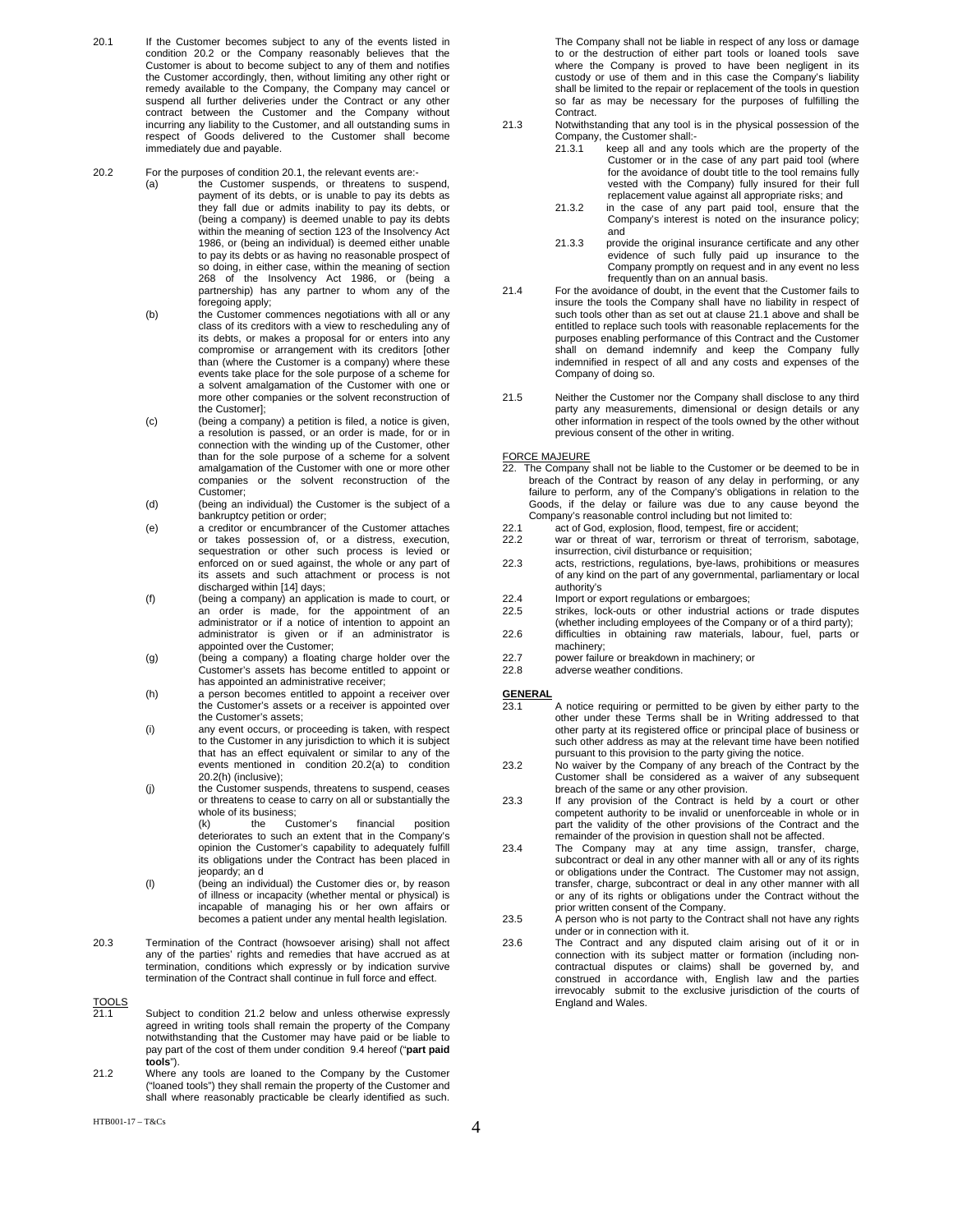20.1 If the Customer becomes subject to any of the events listed in condition 20.2 or the Company reasonably believes that the Customer is about to become subject to any of them and notifies the Customer accordingly, then, without limiting any other right or remedy available to the Company, the Company may cancel or suspend all further deliveries under the Contract or any other contract between the Customer and the Company without incurring any liability to the Customer, and all outstanding sums in respect of Goods delivered to the Customer shall become immediately due and payable.

20.2 For the purposes of condition 20.1, the relevant events are:-

(a) the Customer suspends, or threatens to suspend, payment of its debts, or is unable to pay its debts as they fall due or admits inability to pay its debts, or (being a company) is deemed unable to pay its debts within the meaning of section 123 of the Insolvency Act 1986, or (being an individual) is deemed either unable to pay its debts or as having no reasonable prospect of so doing, in either case, within the meaning of section 268 of the Insolvency Act 1986, or (being a partnership) has any partner to whom any of the foregoing apply;

(b) the Customer commences negotiations with all or any class of its creditors with a view to rescheduling any of its debts, or makes a proposal for or enters into any compromise or arrangement with its creditors [other than (where the Customer is a company) where these events take place for the sole purpose of a scheme for a solvent amalgamation of the Customer with one or more other companies or the solvent reconstruction of the Customer];

(c) (being a company) a petition is filed, a notice is given, a resolution is passed, or an order is made, for or in connection with the winding up of the Customer, other than for the sole purpose of a scheme for a solvent amalgamation of the Customer with one or more other companies or the solvent reconstruction of the Customer;

(d) (being an individual) the Customer is the subject of a bankruptcy petition or order;

(e) a creditor or encumbrancer of the Customer attaches or takes possession of, or a distress, execution, sequestration or other such process is levied or enforced on or sued against, the whole or any part of its assets and such attachment or process is not discharged within [14] days;

(f) (being a company) an application is made to court, or an order is made, for the appointment of an administrator or if a notice of intention to appoint an administrator is given or if an administrator is appointed over the Customer;

(g) (being a company) a floating charge holder over the Customer's assets has become entitled to appoint or has appointed an administrative receiver;

(h) a person becomes entitled to appoint a receiver over the Customer's assets or a receiver is appointed over the Customer's assets;

(i) any event occurs, or proceeding is taken, with respect to the Customer in any jurisdiction to which it is subject that has an effect equivalent or similar to any of the events mentioned in condition 20.2(a) to condition 20.2(h) (inclusive);

(j) the Customer suspends, threatens to suspend, ceases or threatens to cease to carry on all or substantially the whole of its business;

(k) the Customer's financial position deteriorates to such an extent that in the Company's opinion the Customer's capability to adequately fulfill its obligations under the Contract has been placed in jeopardy; an d

(l) (being an individual) the Customer dies or, by reason of illness or incapacity (whether mental or physical) is incapable of managing his or her own affairs or becomes a patient under any mental health legislation.

20.3 Termination of the Contract (howsoever arising) shall not affect any of the parties' rights and remedies that have accrued as at termination, conditions which expressly or by indication survive termination of the Contract shall continue in full force and effect.

TOOLS

21.1 Subject to condition 21.2 below and unless otherwise expressly agreed in writing tools shall remain the property of the Company notwithstanding that the Customer may have paid or be liable to pay part of the cost of them under condition 9.4 hereof ("**part paid tools**").

21.2 Where any tools are loaned to the Company by the Customer ("loaned tools") they shall remain the property of the Customer and shall where reasonably practicable be clearly identified as such. The Company shall not be liable in respect of any loss or damage to or the destruction of either part tools or loaned tools save where the Company is proved to have been negligent in its custody or use of them and in this case the Company's liability shall be limited to the repair or replacement of the tools in question so far as may be necessary for the purposes of fulfilling the Contract.

21.3 Notwithstanding that any tool is in the physical possession of the Company, the Customer shall:-

21.3.1 keep all and any tools which are the property of the Customer or in the case of any part paid tool (where for the avoidance of doubt title to the tool remains fully vested with the Company) fully insured for their full replacement value against all appropriate risks; and

21.3.2 in the case of any part paid tool, ensure that the Company's interest is noted on the insurance policy; and

21.3.3 provide the original insurance certificate and any other evidence of such fully paid up insurance to the Company promptly on request and in any event no less frequently than on an annual basis.

21.4 For the avoidance of doubt, in the event that the Customer fails to insure the tools the Company shall have no liability in respect of such tools other than as set out at clause 21.1 above and shall be entitled to replace such tools with reasonable replacements for the purposes enabling performance of this Contract and the Customer shall on demand indemnify and keep the Company fully indemnified in respect of all and any costs and expenses of the Company of doing so.

21.5 Neither the Customer nor the Company shall disclose to any third party any measurements, dimensional or design details or any other information in respect of the tools owned by the other without previous consent of the other in writing.

FORCE MAJEURE

22. The Company shall not be liable to the Customer or be deemed to be in breach of the Contract by reason of any delay in performing, or any failure to perform, any of the Company's obligations in relation to the Goods, if the delay or failure was due to any cause beyond the Company's reasonable control including but not limited to:

22.1 act of God, explosion, flood, tempest, fire or accident;

22.2 war or threat of war, terrorism or threat of terrorism, sabotage, insurrection, civil disturbance or requisition;

22.3 acts, restrictions, regulations, bye-laws, prohibitions or measures of any kind on the part of any governmental, parliamentary or local authority's

22.4 Import or export regulations or embargoes;

22.5 strikes, lock-outs or other industrial actions or trade disputes (whether including employees of the Company or of a third party);

22.6 difficulties in obtaining raw materials, labour, fuel, parts or machinery;

22.7 power failure or breakdown in machinery; or

22.8 adverse weather conditions.

**GENERAL**

23.1 A notice requiring or permitted to be given by either party to the other under these Terms shall be in Writing addressed to that other party at its registered office or principal place of business or such other address as may at the relevant time have been notified pursuant to this provision to the party giving the notice.

23.2 No waiver by the Company of any breach of the Contract by the Customer shall be considered as a waiver of any subsequent breach of the same or any other provision.

23.3 If any provision of the Contract is held by a court or other competent authority to be invalid or unenforceable in whole or in part the validity of the other provisions of the Contract and the remainder of the provision in question shall not be affected.

23.4 The Company may at any time assign, transfer, charge, subcontract or deal in any other manner with all or any of its rights or obligations under the Contract. The Customer may not assign, transfer, charge, subcontract or deal in any other manner with all or any of its rights or obligations under the Contract without the prior written consent of the Company.

23.5 A person who is not party to the Contract shall not have any rights under or in connection with it.

23.6 The Contract and any disputed claim arising out of it or in connection with its subject matter or formation (including non-contractual disputes or claims) shall be governed by, and construed in accordance with, English law and the parties irrevocably submit to the exclusive jurisdiction of the courts of England and Wales.